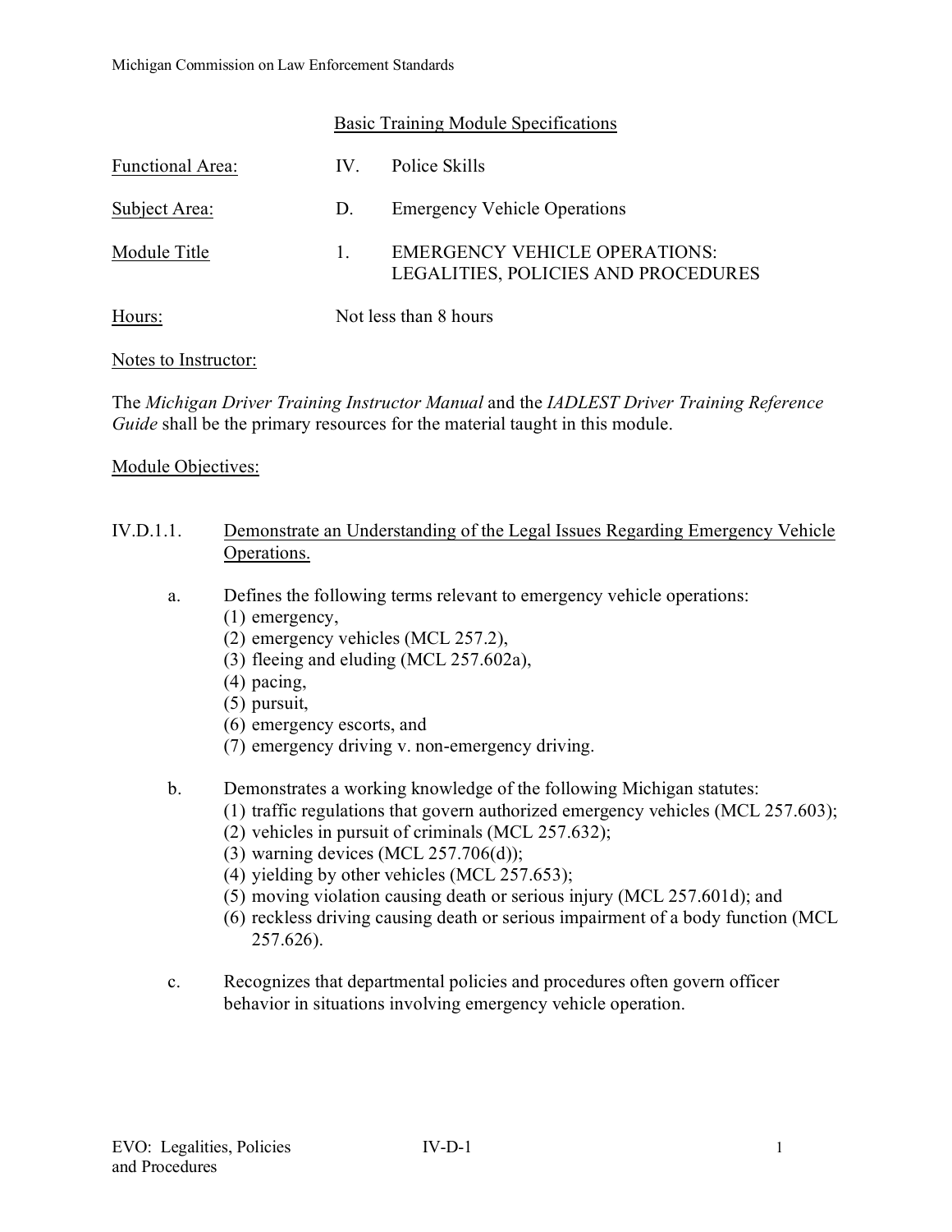## Basic Training Module Specifications

| | | |
|---|---|---|
| Functional Area: | IV. | Police Skills |
| Subject Area: | D. | Emergency Vehicle Operations |
| Module Title | 1. | EMERGENCY VEHICLE OPERATIONS: LEGALITIES, POLICIES AND PROCEDURES |
| Hours: | Not less than 8 hours | |

Notes to Instructor:

The *Michigan Driver Training Instructor Manual* and the *IADLEST Driver Training Reference Guide* shall be the primary resources for the material taught in this module.

Module Objectives:

IV.D.1.1. Demonstrate an Understanding of the Legal Issues Regarding Emergency Vehicle Operations.

a. Defines the following terms relevant to emergency vehicle operations:
   (1) emergency,
   (2) emergency vehicles (MCL 257.2),
   (3) fleeing and eluding (MCL 257.602a),
   (4) pacing,
   (5) pursuit,
   (6) emergency escorts, and
   (7) emergency driving v. non-emergency driving.

b. Demonstrates a working knowledge of the following Michigan statutes:
   (1) traffic regulations that govern authorized emergency vehicles (MCL 257.603);
   (2) vehicles in pursuit of criminals (MCL 257.632);
   (3) warning devices (MCL 257.706(d));
   (4) yielding by other vehicles (MCL 257.653);
   (5) moving violation causing death or serious injury (MCL 257.601d); and
   (6) reckless driving causing death or serious impairment of a body function (MCL 257.626).

c. Recognizes that departmental policies and procedures often govern officer behavior in situations involving emergency vehicle operation.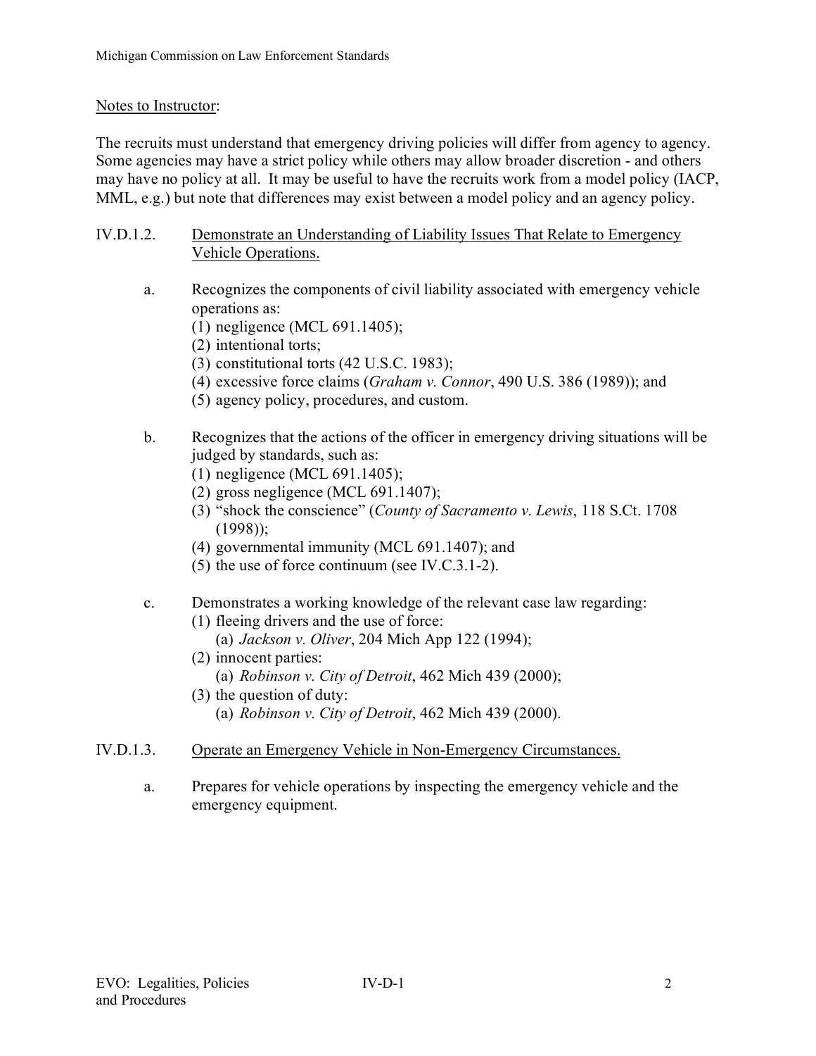Notes to Instructor:

The recruits must understand that emergency driving policies will differ from agency to agency. Some agencies may have a strict policy while others may allow broader discretion - and others may have no policy at all. It may be useful to have the recruits work from a model policy (IACP, MML, e.g.) but note that differences may exist between a model policy and an agency policy.

IV.D.1.2. Demonstrate an Understanding of Liability Issues That Relate to Emergency Vehicle Operations.

a. Recognizes the components of civil liability associated with emergency vehicle operations as:
   (1) negligence (MCL 691.1405);
   (2) intentional torts;
   (3) constitutional torts (42 U.S.C. 1983);
   (4) excessive force claims (*Graham v. Connor*, 490 U.S. 386 (1989)); and
   (5) agency policy, procedures, and custom.

b. Recognizes that the actions of the officer in emergency driving situations will be judged by standards, such as:
   (1) negligence (MCL 691.1405);
   (2) gross negligence (MCL 691.1407);
   (3) "shock the conscience" (*County of Sacramento v. Lewis*, 118 S.Ct. 1708 (1998));
   (4) governmental immunity (MCL 691.1407); and
   (5) the use of force continuum (see IV.C.3.1-2).

c. Demonstrates a working knowledge of the relevant case law regarding:
   (1) fleeing drivers and the use of force:
      (a) *Jackson v. Oliver*, 204 Mich App 122 (1994);
   (2) innocent parties:
      (a) *Robinson v. City of Detroit*, 462 Mich 439 (2000);
   (3) the question of duty:
      (a) *Robinson v. City of Detroit*, 462 Mich 439 (2000).

IV.D.1.3. Operate an Emergency Vehicle in Non-Emergency Circumstances.

a. Prepares for vehicle operations by inspecting the emergency vehicle and the emergency equipment.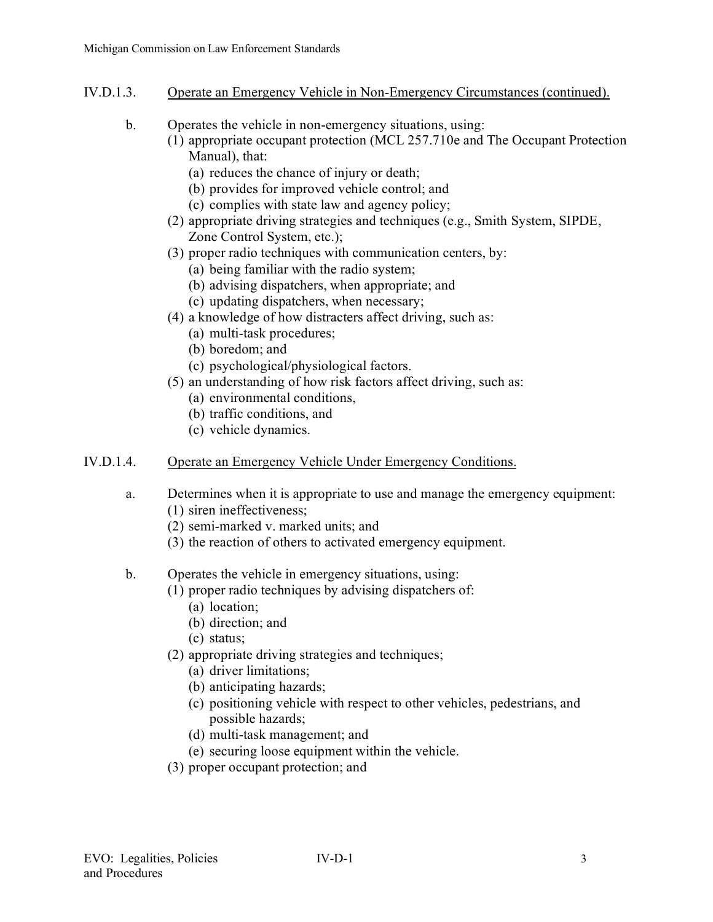## IV.D.1.3. Operate an Emergency Vehicle in Non-Emergency Circumstances (continued).

b. Operates the vehicle in non-emergency situations, using:
   - (1) appropriate occupant protection (MCL 257.710e and The Occupant Protection Manual), that:
     - (a) reduces the chance of injury or death;
     - (b) provides for improved vehicle control; and
     - (c) complies with state law and agency policy;
   - (2) appropriate driving strategies and techniques (e.g., Smith System, SIPDE, Zone Control System, etc.);
   - (3) proper radio techniques with communication centers, by:
     - (a) being familiar with the radio system;
     - (b) advising dispatchers, when appropriate; and
     - (c) updating dispatchers, when necessary;
   - (4) a knowledge of how distracters affect driving, such as:
     - (a) multi-task procedures;
     - (b) boredom; and
     - (c) psychological/physiological factors.
   - (5) an understanding of how risk factors affect driving, such as:
     - (a) environmental conditions,
     - (b) traffic conditions, and
     - (c) vehicle dynamics.

## IV.D.1.4. Operate an Emergency Vehicle Under Emergency Conditions.

a. Determines when it is appropriate to use and manage the emergency equipment:
   - (1) siren ineffectiveness;
   - (2) semi-marked v. marked units; and
   - (3) the reaction of others to activated emergency equipment.

b. Operates the vehicle in emergency situations, using:
   - (1) proper radio techniques by advising dispatchers of:
     - (a) location;
     - (b) direction; and
     - (c) status;
   - (2) appropriate driving strategies and techniques;
     - (a) driver limitations;
     - (b) anticipating hazards;
     - (c) positioning vehicle with respect to other vehicles, pedestrians, and possible hazards;
     - (d) multi-task management; and
     - (e) securing loose equipment within the vehicle.
   - (3) proper occupant protection; and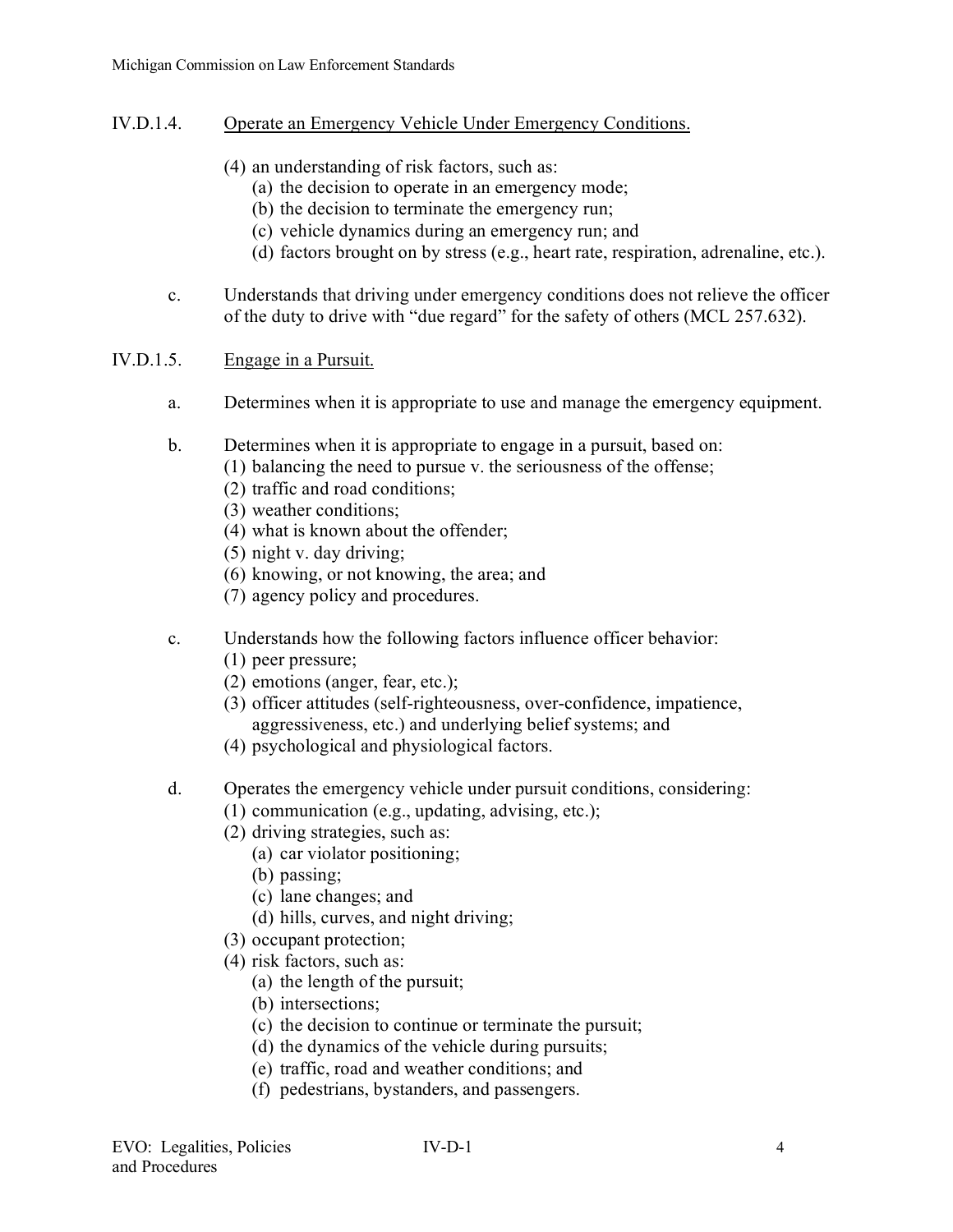IV.D.1.4. Operate an Emergency Vehicle Under Emergency Conditions.

(4) an understanding of risk factors, such as:
  (a) the decision to operate in an emergency mode;
  (b) the decision to terminate the emergency run;
  (c) vehicle dynamics during an emergency run; and
  (d) factors brought on by stress (e.g., heart rate, respiration, adrenaline, etc.).

c. Understands that driving under emergency conditions does not relieve the officer of the duty to drive with "due regard" for the safety of others (MCL 257.632).

IV.D.1.5. Engage in a Pursuit.

a. Determines when it is appropriate to use and manage the emergency equipment.

b. Determines when it is appropriate to engage in a pursuit, based on:
  (1) balancing the need to pursue v. the seriousness of the offense;
  (2) traffic and road conditions;
  (3) weather conditions;
  (4) what is known about the offender;
  (5) night v. day driving;
  (6) knowing, or not knowing, the area; and
  (7) agency policy and procedures.

c. Understands how the following factors influence officer behavior:
  (1) peer pressure;
  (2) emotions (anger, fear, etc.);
  (3) officer attitudes (self-righteousness, over-confidence, impatience, aggressiveness, etc.) and underlying belief systems; and
  (4) psychological and physiological factors.

d. Operates the emergency vehicle under pursuit conditions, considering:
  (1) communication (e.g., updating, advising, etc.);
  (2) driving strategies, such as:
    (a) car violator positioning;
    (b) passing;
    (c) lane changes; and
    (d) hills, curves, and night driving;
  (3) occupant protection;
  (4) risk factors, such as:
    (a) the length of the pursuit;
    (b) intersections;
    (c) the decision to continue or terminate the pursuit;
    (d) the dynamics of the vehicle during pursuits;
    (e) traffic, road and weather conditions; and
    (f) pedestrians, bystanders, and passengers.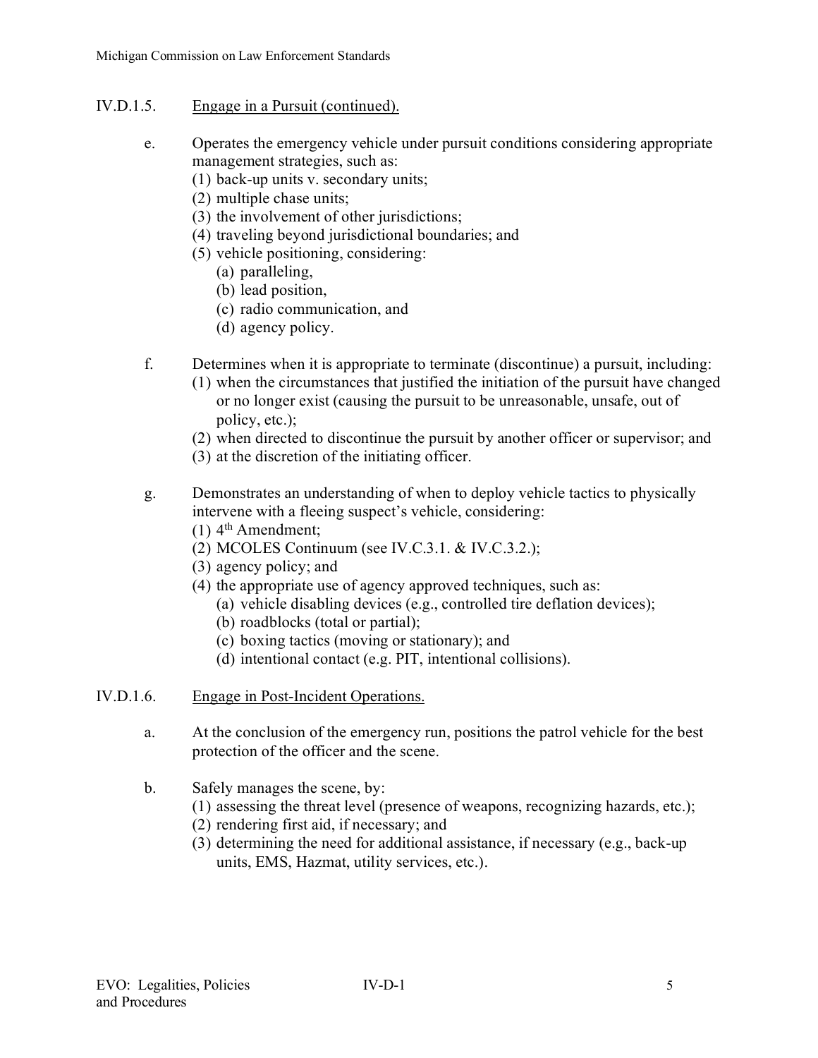## IV.D.1.5. Engage in a Pursuit (continued).

e. Operates the emergency vehicle under pursuit conditions considering appropriate management strategies, such as:
   (1) back-up units v. secondary units;
   (2) multiple chase units;
   (3) the involvement of other jurisdictions;
   (4) traveling beyond jurisdictional boundaries; and
   (5) vehicle positioning, considering:
      (a) paralleling,
      (b) lead position,
      (c) radio communication, and
      (d) agency policy.

f. Determines when it is appropriate to terminate (discontinue) a pursuit, including:
   (1) when the circumstances that justified the initiation of the pursuit have changed or no longer exist (causing the pursuit to be unreasonable, unsafe, out of policy, etc.);
   (2) when directed to discontinue the pursuit by another officer or supervisor; and
   (3) at the discretion of the initiating officer.

g. Demonstrates an understanding of when to deploy vehicle tactics to physically intervene with a fleeing suspect's vehicle, considering:
   (1) 4th Amendment;
   (2) MCOLES Continuum (see IV.C.3.1. & IV.C.3.2.);
   (3) agency policy; and
   (4) the appropriate use of agency approved techniques, such as:
      (a) vehicle disabling devices (e.g., controlled tire deflation devices);
      (b) roadblocks (total or partial);
      (c) boxing tactics (moving or stationary); and
      (d) intentional contact (e.g. PIT, intentional collisions).

## IV.D.1.6. Engage in Post-Incident Operations.

a. At the conclusion of the emergency run, positions the patrol vehicle for the best protection of the officer and the scene.

b. Safely manages the scene, by:
   (1) assessing the threat level (presence of weapons, recognizing hazards, etc.);
   (2) rendering first aid, if necessary; and
   (3) determining the need for additional assistance, if necessary (e.g., back-up units, EMS, Hazmat, utility services, etc.).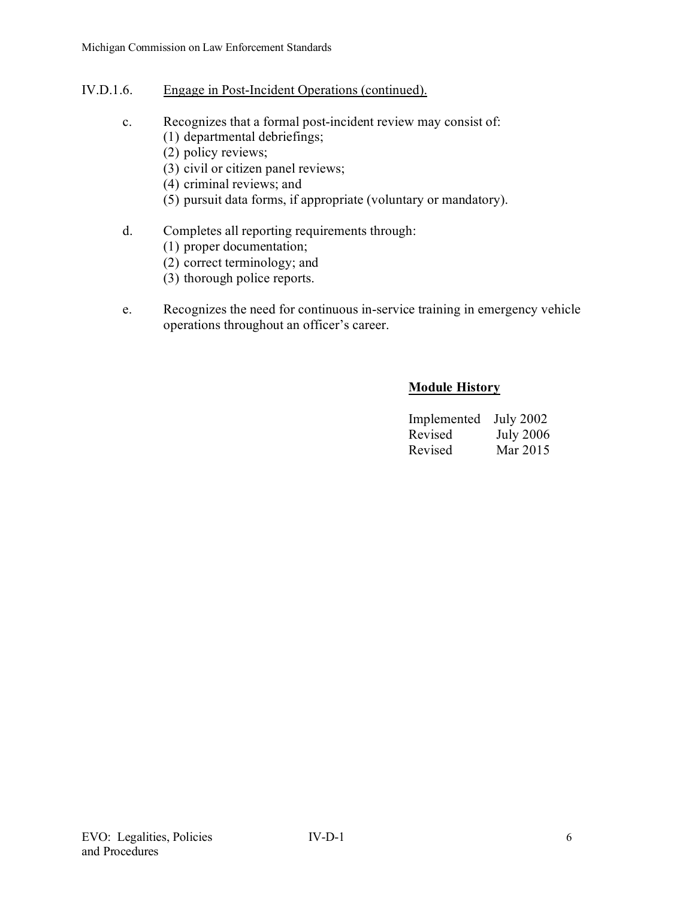IV.D.1.6. Engage in Post-Incident Operations (continued).

c. Recognizes that a formal post-incident review may consist of:
   (1) departmental debriefings;
   (2) policy reviews;
   (3) civil or citizen panel reviews;
   (4) criminal reviews; and
   (5) pursuit data forms, if appropriate (voluntary or mandatory).

d. Completes all reporting requirements through:
   (1) proper documentation;
   (2) correct terminology; and
   (3) thorough police reports.

e. Recognizes the need for continuous in-service training in emergency vehicle operations throughout an officer's career.

**Module History**

| | |
|---|---|
| Implemented | July 2002 |
| Revised | July 2006 |
| Revised | Mar 2015 |